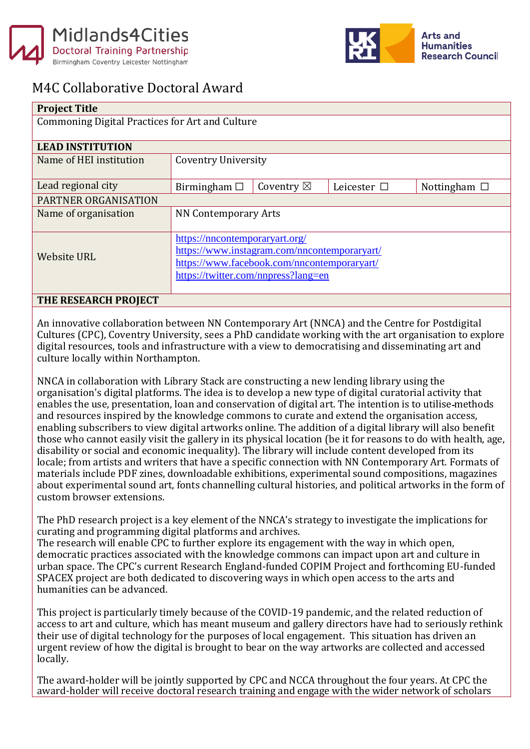Midlands4Cities Doctoral Training Partnership
Birmingham Coventry Leicester Nottingham

UKRI Arts and Humanities Research Council

# M4C Collaborative Doctoral Award

| **Project Title** | | | | |
|---|---|---|---|---|
| Commoning Digital Practices for Art and Culture | | | | |
| **LEAD INSTITUTION** | | | | |
| Name of HEI institution | Coventry University | | | |
| Lead regional city | Birmingham ☐ | Coventry ☒ | Leicester ☐ | Nottingham ☐ |
| PARTNER ORGANISATION | | | | |
| Name of organisation | NN Contemporary Arts | | | |
| Website URL | https://nncontemporaryart.org/<br>https://www.instagram.com/nncontemporaryart/<br>https://www.facebook.com/nncontemporaryart/<br>https://twitter.com/nnpress?lang=en | | | |

**THE RESEARCH PROJECT**

An innovative collaboration between NN Contemporary Art (NNCA) and the Centre for Postdigital Cultures (CPC), Coventry University, sees a PhD candidate working with the art organisation to explore digital resources, tools and infrastructure with a view to democratising and disseminating art and culture locally within Northampton.

NNCA in collaboration with Library Stack are constructing a new lending library using the organisation's digital platforms. The idea is to develop a new type of digital curatorial activity that enables the use, presentation, loan and conservation of digital art. The intention is to utilise methods and resources inspired by the knowledge commons to curate and extend the organisation access, enabling subscribers to view digital artworks online. The addition of a digital library will also benefit those who cannot easily visit the gallery in its physical location (be it for reasons to do with health, age, disability or social and economic inequality). The library will include content developed from its locale; from artists and writers that have a specific connection with NN Contemporary Art. Formats of materials include PDF zines, downloadable exhibitions, experimental sound compositions, magazines about experimental sound art, fonts channelling cultural histories, and political artworks in the form of custom browser extensions.

The PhD research project is a key element of the NNCA's strategy to investigate the implications for curating and programming digital platforms and archives.
The research will enable CPC to further explore its engagement with the way in which open, democratic practices associated with the knowledge commons can impact upon art and culture in urban space. The CPC's current Research England-funded COPIM Project and forthcoming EU-funded SPACEX project are both dedicated to discovering ways in which open access to the arts and humanities can be advanced.

This project is particularly timely because of the COVID-19 pandemic, and the related reduction of access to art and culture, which has meant museum and gallery directors have had to seriously rethink their use of digital technology for the purposes of local engagement. This situation has driven an urgent review of how the digital is brought to bear on the way artworks are collected and accessed locally.

The award-holder will be jointly supported by CPC and NCCA throughout the four years. At CPC the award-holder will receive doctoral research training and engage with the wider network of scholars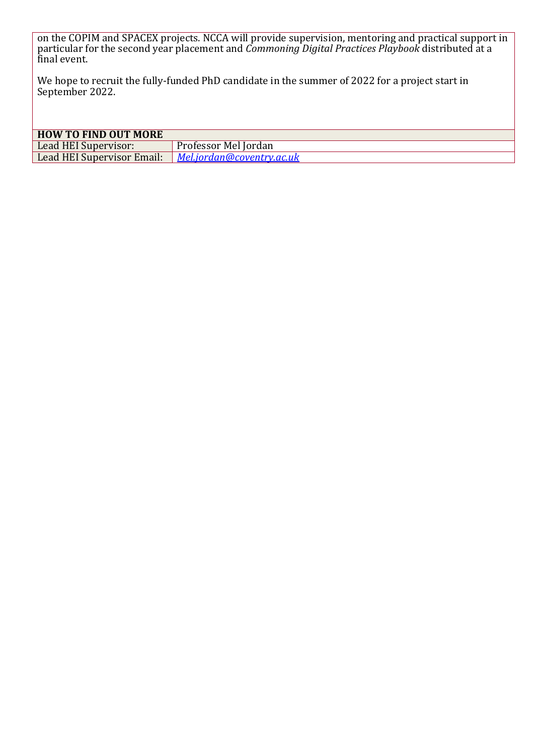on the COPIM and SPACEX projects. NCCA will provide supervision, mentoring and practical support in particular for the second year placement and *Commoning Digital Practices Playbook* distributed at a final event.

We hope to recruit the fully-funded PhD candidate in the summer of 2022 for a project start in September 2022.

| **HOW TO FIND OUT MORE** | |
|---|---|
| Lead HEI Supervisor: | Professor Mel Jordan |
| Lead HEI Supervisor Email: | *Mel.jordan@coventry.ac.uk* |